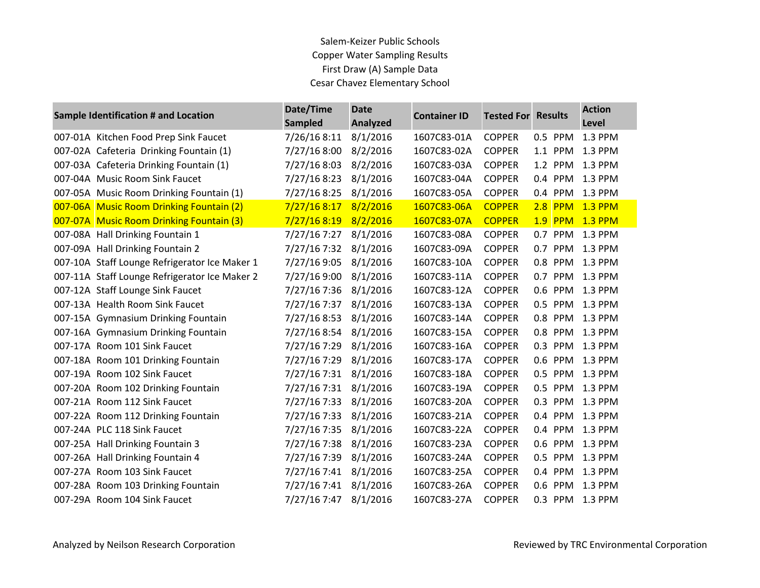# Salem-Keizer Public Schools
## Copper Water Sampling Results
### First Draw (A) Sample Data
### Cesar Chavez Elementary School

| Sample Identification # and Location | Date/Time Sampled | Date Analyzed | Container ID | Tested For | Results | Action Level |
|---|---|---|---|---|---|---|
| 007-01A Kitchen Food Prep Sink Faucet | 7/26/16 8:11 | 8/1/2016 | 1607C83-01A | COPPER | 0.5 PPM | 1.3 PPM |
| 007-02A Cafeteria Drinking Fountain (1) | 7/27/16 8:00 | 8/2/2016 | 1607C83-02A | COPPER | 1.1 PPM | 1.3 PPM |
| 007-03A Cafeteria Drinking Fountain (1) | 7/27/16 8:03 | 8/2/2016 | 1607C83-03A | COPPER | 1.2 PPM | 1.3 PPM |
| 007-04A Music Room Sink Faucet | 7/27/16 8:23 | 8/1/2016 | 1607C83-04A | COPPER | 0.4 PPM | 1.3 PPM |
| 007-05A Music Room Drinking Fountain (1) | 7/27/16 8:25 | 8/1/2016 | 1607C83-05A | COPPER | 0.4 PPM | 1.3 PPM |
| 007-06A Music Room Drinking Fountain (2) | 7/27/16 8:17 | 8/2/2016 | 1607C83-06A | COPPER | 2.8 PPM | 1.3 PPM |
| 007-07A Music Room Drinking Fountain (3) | 7/27/16 8:19 | 8/2/2016 | 1607C83-07A | COPPER | 1.9 PPM | 1.3 PPM |
| 007-08A Hall Drinking Fountain 1 | 7/27/16 7:27 | 8/1/2016 | 1607C83-08A | COPPER | 0.7 PPM | 1.3 PPM |
| 007-09A Hall Drinking Fountain 2 | 7/27/16 7:32 | 8/1/2016 | 1607C83-09A | COPPER | 0.7 PPM | 1.3 PPM |
| 007-10A Staff Lounge Refrigerator Ice Maker 1 | 7/27/16 9:05 | 8/1/2016 | 1607C83-10A | COPPER | 0.8 PPM | 1.3 PPM |
| 007-11A Staff Lounge Refrigerator Ice Maker 2 | 7/27/16 9:00 | 8/1/2016 | 1607C83-11A | COPPER | 0.7 PPM | 1.3 PPM |
| 007-12A Staff Lounge Sink Faucet | 7/27/16 7:36 | 8/1/2016 | 1607C83-12A | COPPER | 0.6 PPM | 1.3 PPM |
| 007-13A Health Room Sink Faucet | 7/27/16 7:37 | 8/1/2016 | 1607C83-13A | COPPER | 0.5 PPM | 1.3 PPM |
| 007-15A Gymnasium Drinking Fountain | 7/27/16 8:53 | 8/1/2016 | 1607C83-14A | COPPER | 0.8 PPM | 1.3 PPM |
| 007-16A Gymnasium Drinking Fountain | 7/27/16 8:54 | 8/1/2016 | 1607C83-15A | COPPER | 0.8 PPM | 1.3 PPM |
| 007-17A Room 101 Sink Faucet | 7/27/16 7:29 | 8/1/2016 | 1607C83-16A | COPPER | 0.3 PPM | 1.3 PPM |
| 007-18A Room 101 Drinking Fountain | 7/27/16 7:29 | 8/1/2016 | 1607C83-17A | COPPER | 0.6 PPM | 1.3 PPM |
| 007-19A Room 102 Sink Faucet | 7/27/16 7:31 | 8/1/2016 | 1607C83-18A | COPPER | 0.5 PPM | 1.3 PPM |
| 007-20A Room 102 Drinking Fountain | 7/27/16 7:31 | 8/1/2016 | 1607C83-19A | COPPER | 0.5 PPM | 1.3 PPM |
| 007-21A Room 112 Sink Faucet | 7/27/16 7:33 | 8/1/2016 | 1607C83-20A | COPPER | 0.3 PPM | 1.3 PPM |
| 007-22A Room 112 Drinking Fountain | 7/27/16 7:33 | 8/1/2016 | 1607C83-21A | COPPER | 0.4 PPM | 1.3 PPM |
| 007-24A PLC 118 Sink Faucet | 7/27/16 7:35 | 8/1/2016 | 1607C83-22A | COPPER | 0.4 PPM | 1.3 PPM |
| 007-25A Hall Drinking Fountain 3 | 7/27/16 7:38 | 8/1/2016 | 1607C83-23A | COPPER | 0.6 PPM | 1.3 PPM |
| 007-26A Hall Drinking Fountain 4 | 7/27/16 7:39 | 8/1/2016 | 1607C83-24A | COPPER | 0.5 PPM | 1.3 PPM |
| 007-27A Room 103 Sink Faucet | 7/27/16 7:41 | 8/1/2016 | 1607C83-25A | COPPER | 0.4 PPM | 1.3 PPM |
| 007-28A Room 103 Drinking Fountain | 7/27/16 7:41 | 8/1/2016 | 1607C83-26A | COPPER | 0.6 PPM | 1.3 PPM |
| 007-29A Room 104 Sink Faucet | 7/27/16 7:47 | 8/1/2016 | 1607C83-27A | COPPER | 0.3 PPM | 1.3 PPM |

Analyzed by Neilson Research Corporation

Reviewed by TRC Environmental Corporation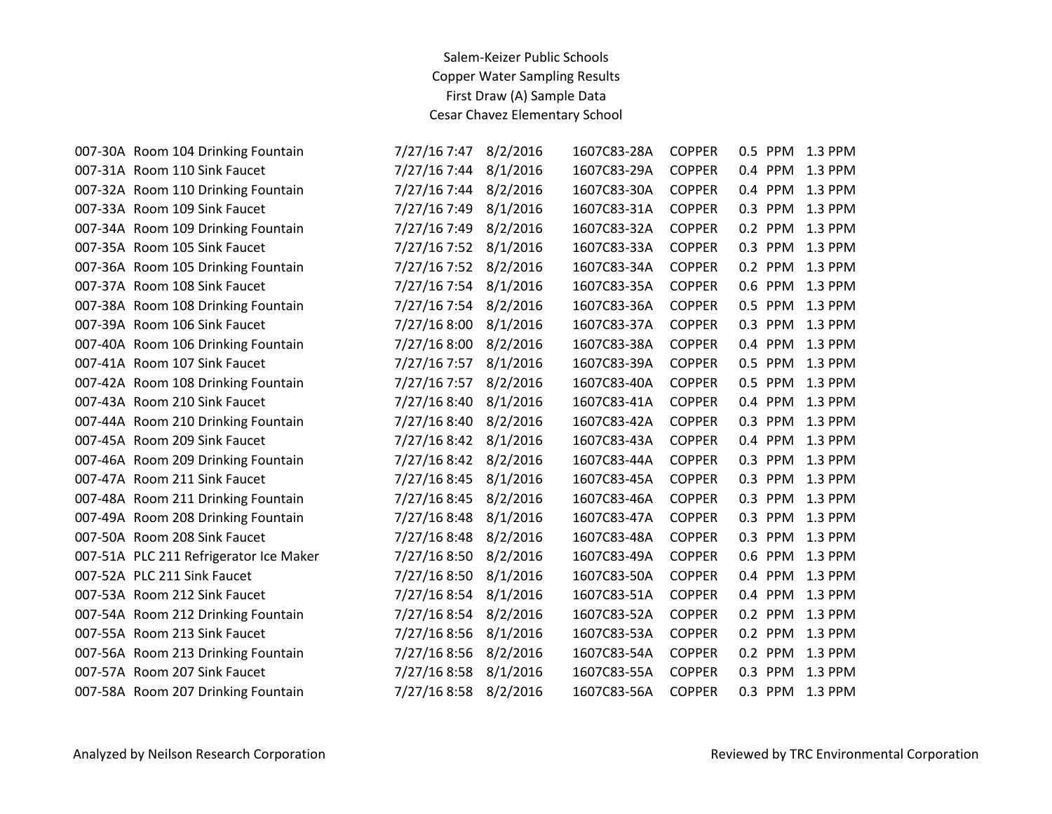Salem-Keizer Public Schools
Copper Water Sampling Results
First Draw (A) Sample Data
Cesar Chavez Elementary School

| | | | | | | | |
|---|---|---|---|---|---|---|---|
| 007-30A | Room 104 Drinking Fountain | 7/27/16 7:47 | 8/2/2016 | 1607C83-28A | COPPER | 0.5 PPM | 1.3 PPM |
| 007-31A | Room 110 Sink Faucet | 7/27/16 7:44 | 8/1/2016 | 1607C83-29A | COPPER | 0.4 PPM | 1.3 PPM |
| 007-32A | Room 110 Drinking Fountain | 7/27/16 7:44 | 8/2/2016 | 1607C83-30A | COPPER | 0.4 PPM | 1.3 PPM |
| 007-33A | Room 109 Sink Faucet | 7/27/16 7:49 | 8/1/2016 | 1607C83-31A | COPPER | 0.3 PPM | 1.3 PPM |
| 007-34A | Room 109 Drinking Fountain | 7/27/16 7:49 | 8/2/2016 | 1607C83-32A | COPPER | 0.2 PPM | 1.3 PPM |
| 007-35A | Room 105 Sink Faucet | 7/27/16 7:52 | 8/1/2016 | 1607C83-33A | COPPER | 0.3 PPM | 1.3 PPM |
| 007-36A | Room 105 Drinking Fountain | 7/27/16 7:52 | 8/2/2016 | 1607C83-34A | COPPER | 0.2 PPM | 1.3 PPM |
| 007-37A | Room 108 Sink Faucet | 7/27/16 7:54 | 8/1/2016 | 1607C83-35A | COPPER | 0.6 PPM | 1.3 PPM |
| 007-38A | Room 108 Drinking Fountain | 7/27/16 7:54 | 8/2/2016 | 1607C83-36A | COPPER | 0.5 PPM | 1.3 PPM |
| 007-39A | Room 106 Sink Faucet | 7/27/16 8:00 | 8/1/2016 | 1607C83-37A | COPPER | 0.3 PPM | 1.3 PPM |
| 007-40A | Room 106 Drinking Fountain | 7/27/16 8:00 | 8/2/2016 | 1607C83-38A | COPPER | 0.4 PPM | 1.3 PPM |
| 007-41A | Room 107 Sink Faucet | 7/27/16 7:57 | 8/1/2016 | 1607C83-39A | COPPER | 0.5 PPM | 1.3 PPM |
| 007-42A | Room 108 Drinking Fountain | 7/27/16 7:57 | 8/2/2016 | 1607C83-40A | COPPER | 0.5 PPM | 1.3 PPM |
| 007-43A | Room 210 Sink Faucet | 7/27/16 8:40 | 8/1/2016 | 1607C83-41A | COPPER | 0.4 PPM | 1.3 PPM |
| 007-44A | Room 210 Drinking Fountain | 7/27/16 8:40 | 8/2/2016 | 1607C83-42A | COPPER | 0.3 PPM | 1.3 PPM |
| 007-45A | Room 209 Sink Faucet | 7/27/16 8:42 | 8/1/2016 | 1607C83-43A | COPPER | 0.4 PPM | 1.3 PPM |
| 007-46A | Room 209 Drinking Fountain | 7/27/16 8:42 | 8/2/2016 | 1607C83-44A | COPPER | 0.3 PPM | 1.3 PPM |
| 007-47A | Room 211 Sink Faucet | 7/27/16 8:45 | 8/1/2016 | 1607C83-45A | COPPER | 0.3 PPM | 1.3 PPM |
| 007-48A | Room 211 Drinking Fountain | 7/27/16 8:45 | 8/2/2016 | 1607C83-46A | COPPER | 0.3 PPM | 1.3 PPM |
| 007-49A | Room 208 Drinking Fountain | 7/27/16 8:48 | 8/1/2016 | 1607C83-47A | COPPER | 0.3 PPM | 1.3 PPM |
| 007-50A | Room 208 Sink Faucet | 7/27/16 8:48 | 8/2/2016 | 1607C83-48A | COPPER | 0.3 PPM | 1.3 PPM |
| 007-51A | PLC 211 Refrigerator Ice Maker | 7/27/16 8:50 | 8/2/2016 | 1607C83-49A | COPPER | 0.6 PPM | 1.3 PPM |
| 007-52A | PLC 211 Sink Faucet | 7/27/16 8:50 | 8/1/2016 | 1607C83-50A | COPPER | 0.4 PPM | 1.3 PPM |
| 007-53A | Room 212 Sink Faucet | 7/27/16 8:54 | 8/1/2016 | 1607C83-51A | COPPER | 0.4 PPM | 1.3 PPM |
| 007-54A | Room 212 Drinking Fountain | 7/27/16 8:54 | 8/2/2016 | 1607C83-52A | COPPER | 0.2 PPM | 1.3 PPM |
| 007-55A | Room 213 Sink Faucet | 7/27/16 8:56 | 8/1/2016 | 1607C83-53A | COPPER | 0.2 PPM | 1.3 PPM |
| 007-56A | Room 213 Drinking Fountain | 7/27/16 8:56 | 8/2/2016 | 1607C83-54A | COPPER | 0.2 PPM | 1.3 PPM |
| 007-57A | Room 207 Sink Faucet | 7/27/16 8:58 | 8/1/2016 | 1607C83-55A | COPPER | 0.3 PPM | 1.3 PPM |
| 007-58A | Room 207 Drinking Fountain | 7/27/16 8:58 | 8/2/2016 | 1607C83-56A | COPPER | 0.3 PPM | 1.3 PPM |

Analyzed by Neilson Research Corporation

Reviewed by TRC Environmental Corporation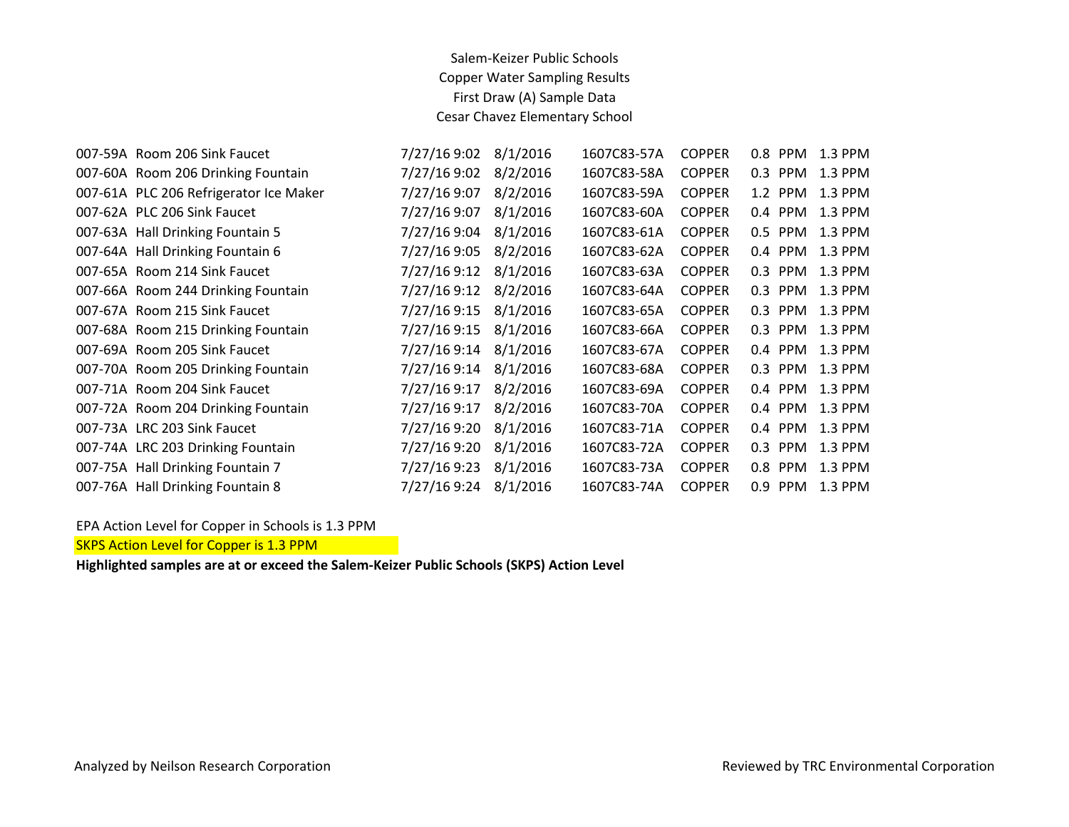Salem-Keizer Public Schools
Copper Water Sampling Results
First Draw (A) Sample Data
Cesar Chavez Elementary School

| | | | | | | | | |
|---|---|---|---|---|---|---|---|---|
| 007-59A | Room 206 Sink Faucet | 7/27/16 9:02 | 8/1/2016 | 1607C83-57A | COPPER | 0.8 | PPM | 1.3 PPM |
| 007-60A | Room 206 Drinking Fountain | 7/27/16 9:02 | 8/2/2016 | 1607C83-58A | COPPER | 0.3 | PPM | 1.3 PPM |
| 007-61A | PLC 206 Refrigerator Ice Maker | 7/27/16 9:07 | 8/2/2016 | 1607C83-59A | COPPER | 1.2 | PPM | 1.3 PPM |
| 007-62A | PLC 206 Sink Faucet | 7/27/16 9:07 | 8/1/2016 | 1607C83-60A | COPPER | 0.4 | PPM | 1.3 PPM |
| 007-63A | Hall Drinking Fountain 5 | 7/27/16 9:04 | 8/1/2016 | 1607C83-61A | COPPER | 0.5 | PPM | 1.3 PPM |
| 007-64A | Hall Drinking Fountain 6 | 7/27/16 9:05 | 8/2/2016 | 1607C83-62A | COPPER | 0.4 | PPM | 1.3 PPM |
| 007-65A | Room 214 Sink Faucet | 7/27/16 9:12 | 8/1/2016 | 1607C83-63A | COPPER | 0.3 | PPM | 1.3 PPM |
| 007-66A | Room 244 Drinking Fountain | 7/27/16 9:12 | 8/2/2016 | 1607C83-64A | COPPER | 0.3 | PPM | 1.3 PPM |
| 007-67A | Room 215 Sink Faucet | 7/27/16 9:15 | 8/1/2016 | 1607C83-65A | COPPER | 0.3 | PPM | 1.3 PPM |
| 007-68A | Room 215 Drinking Fountain | 7/27/16 9:15 | 8/1/2016 | 1607C83-66A | COPPER | 0.3 | PPM | 1.3 PPM |
| 007-69A | Room 205 Sink Faucet | 7/27/16 9:14 | 8/1/2016 | 1607C83-67A | COPPER | 0.4 | PPM | 1.3 PPM |
| 007-70A | Room 205 Drinking Fountain | 7/27/16 9:14 | 8/1/2016 | 1607C83-68A | COPPER | 0.3 | PPM | 1.3 PPM |
| 007-71A | Room 204 Sink Faucet | 7/27/16 9:17 | 8/2/2016 | 1607C83-69A | COPPER | 0.4 | PPM | 1.3 PPM |
| 007-72A | Room 204 Drinking Fountain | 7/27/16 9:17 | 8/2/2016 | 1607C83-70A | COPPER | 0.4 | PPM | 1.3 PPM |
| 007-73A | LRC 203 Sink Faucet | 7/27/16 9:20 | 8/1/2016 | 1607C83-71A | COPPER | 0.4 | PPM | 1.3 PPM |
| 007-74A | LRC 203 Drinking Fountain | 7/27/16 9:20 | 8/1/2016 | 1607C83-72A | COPPER | 0.3 | PPM | 1.3 PPM |
| 007-75A | Hall Drinking Fountain 7 | 7/27/16 9:23 | 8/1/2016 | 1607C83-73A | COPPER | 0.8 | PPM | 1.3 PPM |
| 007-76A | Hall Drinking Fountain 8 | 7/27/16 9:24 | 8/1/2016 | 1607C83-74A | COPPER | 0.9 | PPM | 1.3 PPM |

EPA Action Level for Copper in Schools is 1.3 PPM

SKPS Action Level for Copper is 1.3 PPM

**Highlighted samples are at or exceed the Salem-Keizer Public Schools (SKPS) Action Level**

Analyzed by Neilson Research Corporation

Reviewed by TRC Environmental Corporation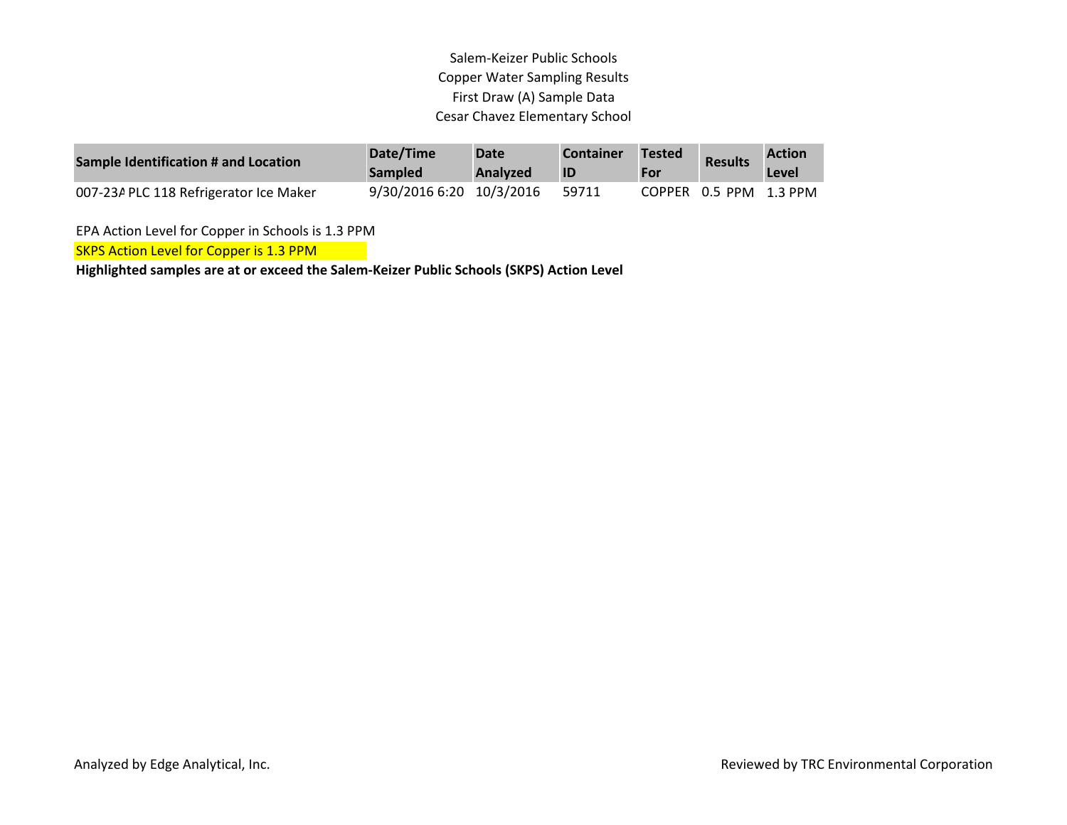Salem-Keizer Public Schools
Copper Water Sampling Results
First Draw (A) Sample Data
Cesar Chavez Elementary School

| Sample Identification # and Location | Date/Time Sampled | Date Analyzed | Container ID | Tested For | Results | Action Level |
|---|---|---|---|---|---|---|
| 007-23A PLC 118 Refrigerator Ice Maker | 9/30/2016 6:20 | 10/3/2016 | 59711 | COPPER | 0.5 PPM | 1.3 PPM |

EPA Action Level for Copper in Schools is 1.3 PPM

SKPS Action Level for Copper is 1.3 PPM

**Highlighted samples are at or exceed the Salem-Keizer Public Schools (SKPS) Action Level**

Analyzed by Edge Analytical, Inc.

Reviewed by TRC Environmental Corporation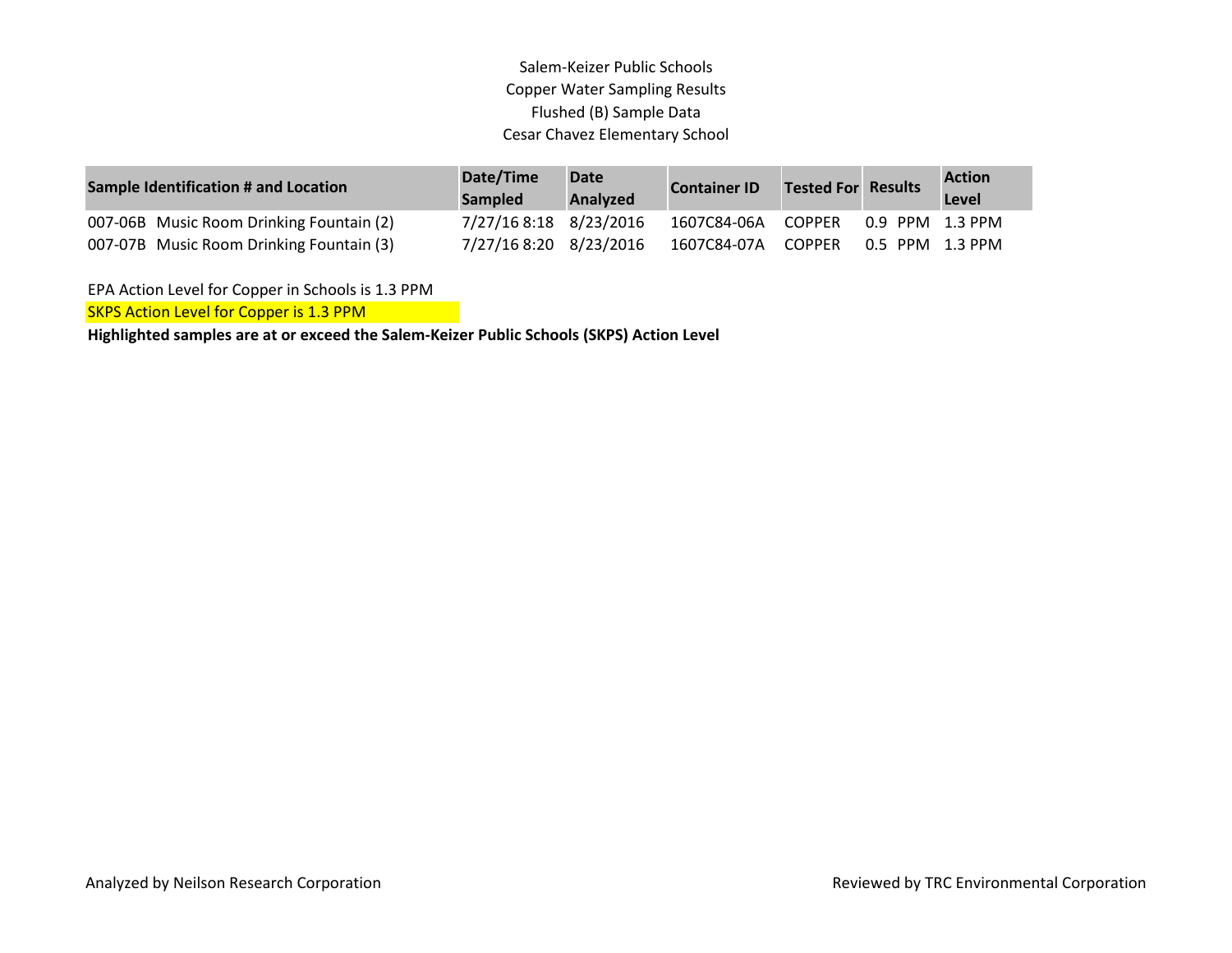Salem-Keizer Public Schools

Copper Water Sampling Results

Flushed (B) Sample Data

Cesar Chavez Elementary School

| Sample Identification # and Location | Date/Time Sampled | Date Analyzed | Container ID | Tested For | Results | Action Level |
|---|---|---|---|---|---|---|
| 007-06B Music Room Drinking Fountain (2) | 7/27/16 8:18 | 8/23/2016 | 1607C84-06A | COPPER | 0.9 PPM | 1.3 PPM |
| 007-07B Music Room Drinking Fountain (3) | 7/27/16 8:20 | 8/23/2016 | 1607C84-07A | COPPER | 0.5 PPM | 1.3 PPM |

EPA Action Level for Copper in Schools is 1.3 PPM

SKPS Action Level for Copper is 1.3 PPM

**Highlighted samples are at or exceed the Salem-Keizer Public Schools (SKPS) Action Level**

Analyzed by Neilson Research Corporation

Reviewed by TRC Environmental Corporation